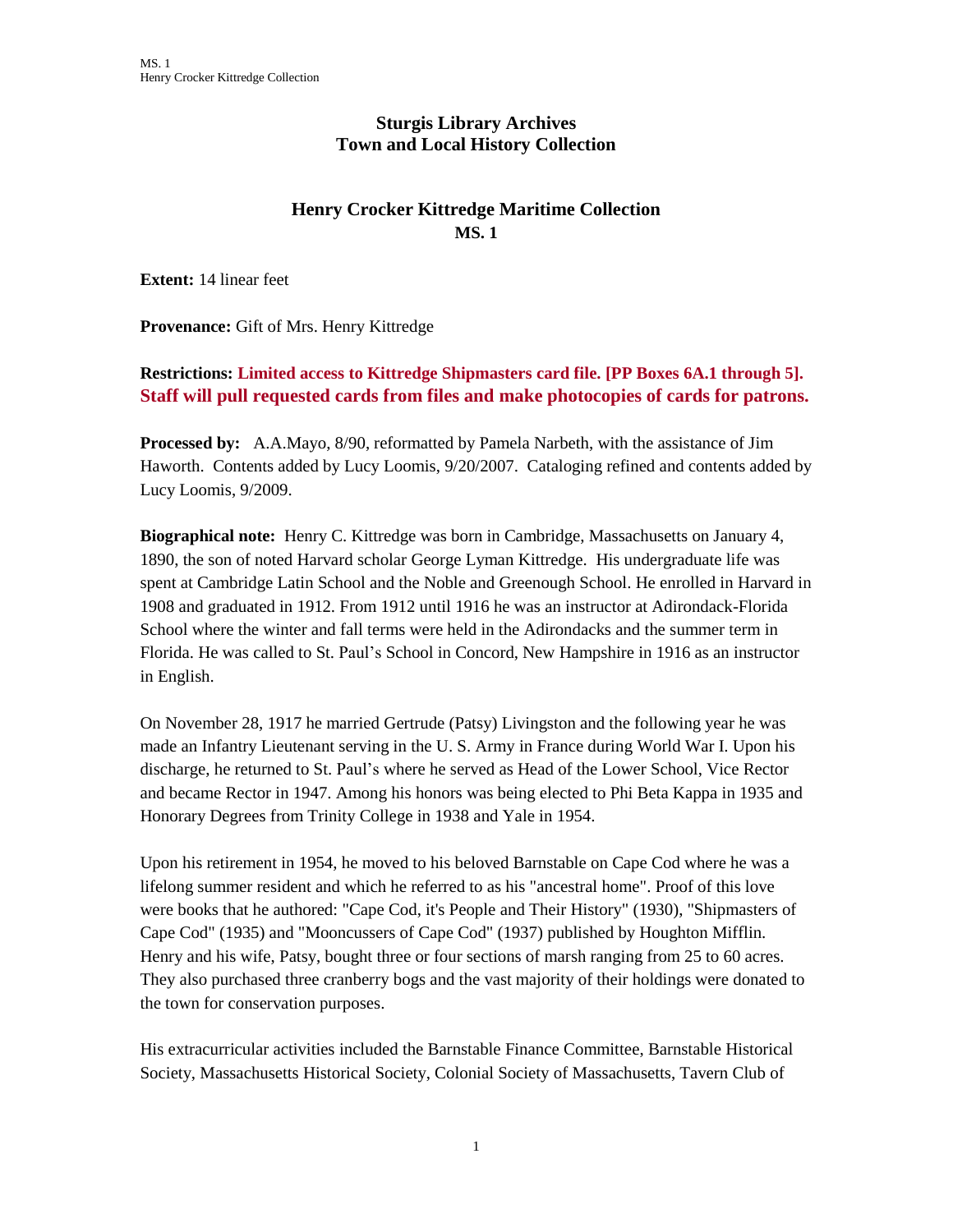**Sturgis Library Archives**
**Town and Local History Collection**

# Henry Crocker Kittredge Maritime Collection
**MS. 1**

**Extent:** 14 linear feet

**Provenance:** Gift of Mrs. Henry Kittredge

**Restrictions: Limited access to Kittredge Shipmasters card file. [PP Boxes 6A.1 through 5]. Staff will pull requested cards from files and make photocopies of cards for patrons.**

**Processed by:** A.A.Mayo, 8/90, reformatted by Pamela Narbeth, with the assistance of Jim Haworth. Contents added by Lucy Loomis, 9/20/2007. Cataloging refined and contents added by Lucy Loomis, 9/2009.

**Biographical note:** Henry C. Kittredge was born in Cambridge, Massachusetts on January 4, 1890, the son of noted Harvard scholar George Lyman Kittredge. His undergraduate life was spent at Cambridge Latin School and the Noble and Greenough School. He enrolled in Harvard in 1908 and graduated in 1912. From 1912 until 1916 he was an instructor at Adirondack-Florida School where the winter and fall terms were held in the Adirondacks and the summer term in Florida. He was called to St. Paul's School in Concord, New Hampshire in 1916 as an instructor in English.

On November 28, 1917 he married Gertrude (Patsy) Livingston and the following year he was made an Infantry Lieutenant serving in the U. S. Army in France during World War I. Upon his discharge, he returned to St. Paul's where he served as Head of the Lower School, Vice Rector and became Rector in 1947. Among his honors was being elected to Phi Beta Kappa in 1935 and Honorary Degrees from Trinity College in 1938 and Yale in 1954.

Upon his retirement in 1954, he moved to his beloved Barnstable on Cape Cod where he was a lifelong summer resident and which he referred to as his "ancestral home". Proof of this love were books that he authored: "Cape Cod, it's People and Their History" (1930), "Shipmasters of Cape Cod" (1935) and "Mooncussers of Cape Cod" (1937) published by Houghton Mifflin. Henry and his wife, Patsy, bought three or four sections of marsh ranging from 25 to 60 acres. They also purchased three cranberry bogs and the vast majority of their holdings were donated to the town for conservation purposes.

His extracurricular activities included the Barnstable Finance Committee, Barnstable Historical Society, Massachusetts Historical Society, Colonial Society of Massachusetts, Tavern Club of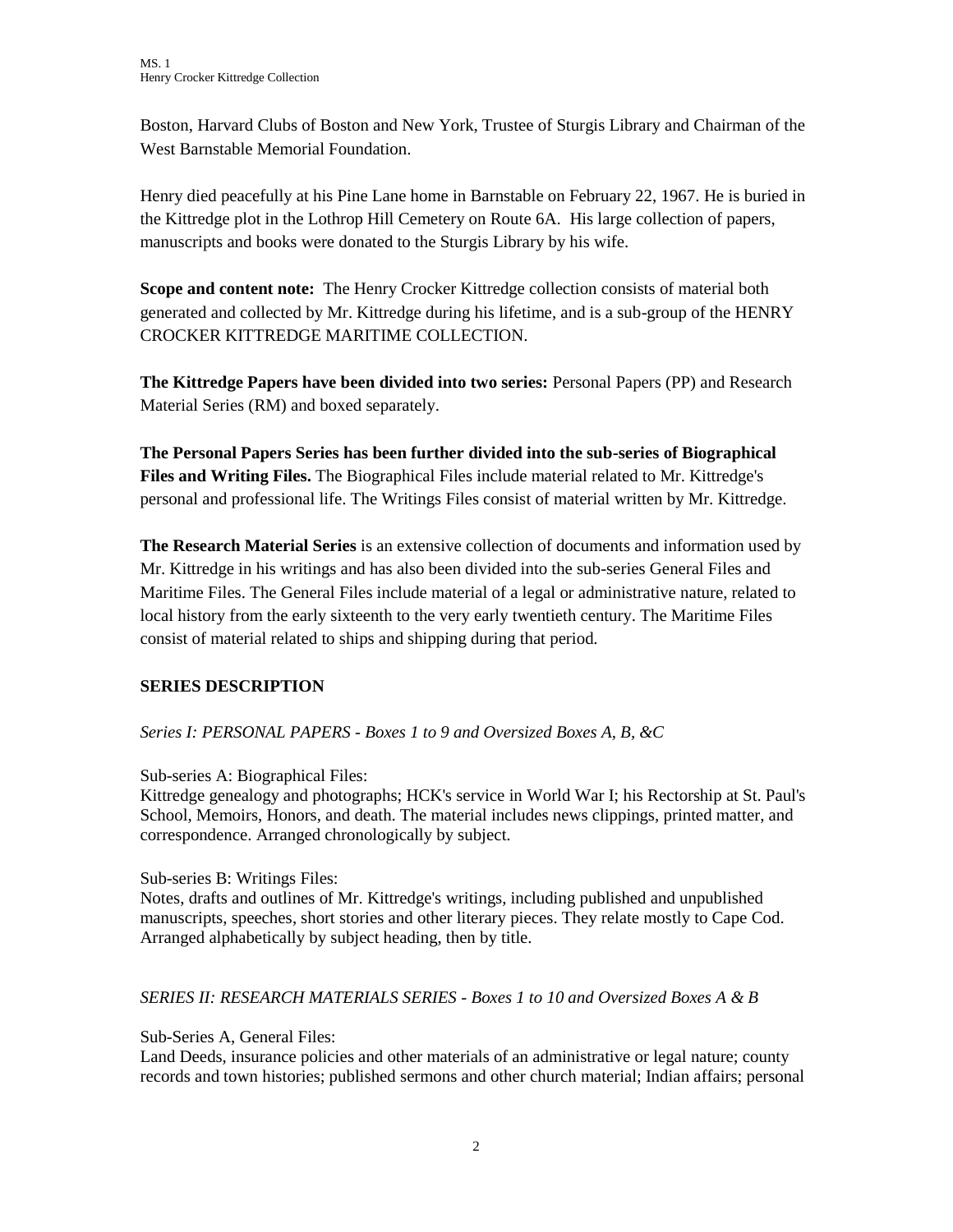Boston, Harvard Clubs of Boston and New York, Trustee of Sturgis Library and Chairman of the West Barnstable Memorial Foundation.

Henry died peacefully at his Pine Lane home in Barnstable on February 22, 1967. He is buried in the Kittredge plot in the Lothrop Hill Cemetery on Route 6A. His large collection of papers, manuscripts and books were donated to the Sturgis Library by his wife.

**Scope and content note:** The Henry Crocker Kittredge collection consists of material both generated and collected by Mr. Kittredge during his lifetime, and is a sub-group of the HENRY CROCKER KITTREDGE MARITIME COLLECTION.

**The Kittredge Papers have been divided into two series:** Personal Papers (PP) and Research Material Series (RM) and boxed separately.

**The Personal Papers Series has been further divided into the sub-series of Biographical Files and Writing Files.** The Biographical Files include material related to Mr. Kittredge's personal and professional life. The Writings Files consist of material written by Mr. Kittredge.

**The Research Material Series** is an extensive collection of documents and information used by Mr. Kittredge in his writings and has also been divided into the sub-series General Files and Maritime Files. The General Files include material of a legal or administrative nature, related to local history from the early sixteenth to the very early twentieth century. The Maritime Files consist of material related to ships and shipping during that period.

## SERIES DESCRIPTION

*Series I: PERSONAL PAPERS - Boxes 1 to 9 and Oversized Boxes A, B, &C*

Sub-series A: Biographical Files:
Kittredge genealogy and photographs; HCK's service in World War I; his Rectorship at St. Paul's School, Memoirs, Honors, and death. The material includes news clippings, printed matter, and correspondence. Arranged chronologically by subject.

Sub-series B: Writings Files:
Notes, drafts and outlines of Mr. Kittredge's writings, including published and unpublished manuscripts, speeches, short stories and other literary pieces. They relate mostly to Cape Cod. Arranged alphabetically by subject heading, then by title.

*SERIES II: RESEARCH MATERIALS SERIES - Boxes 1 to 10 and Oversized Boxes A & B*

Sub-Series A, General Files:
Land Deeds, insurance policies and other materials of an administrative or legal nature; county records and town histories; published sermons and other church material; Indian affairs; personal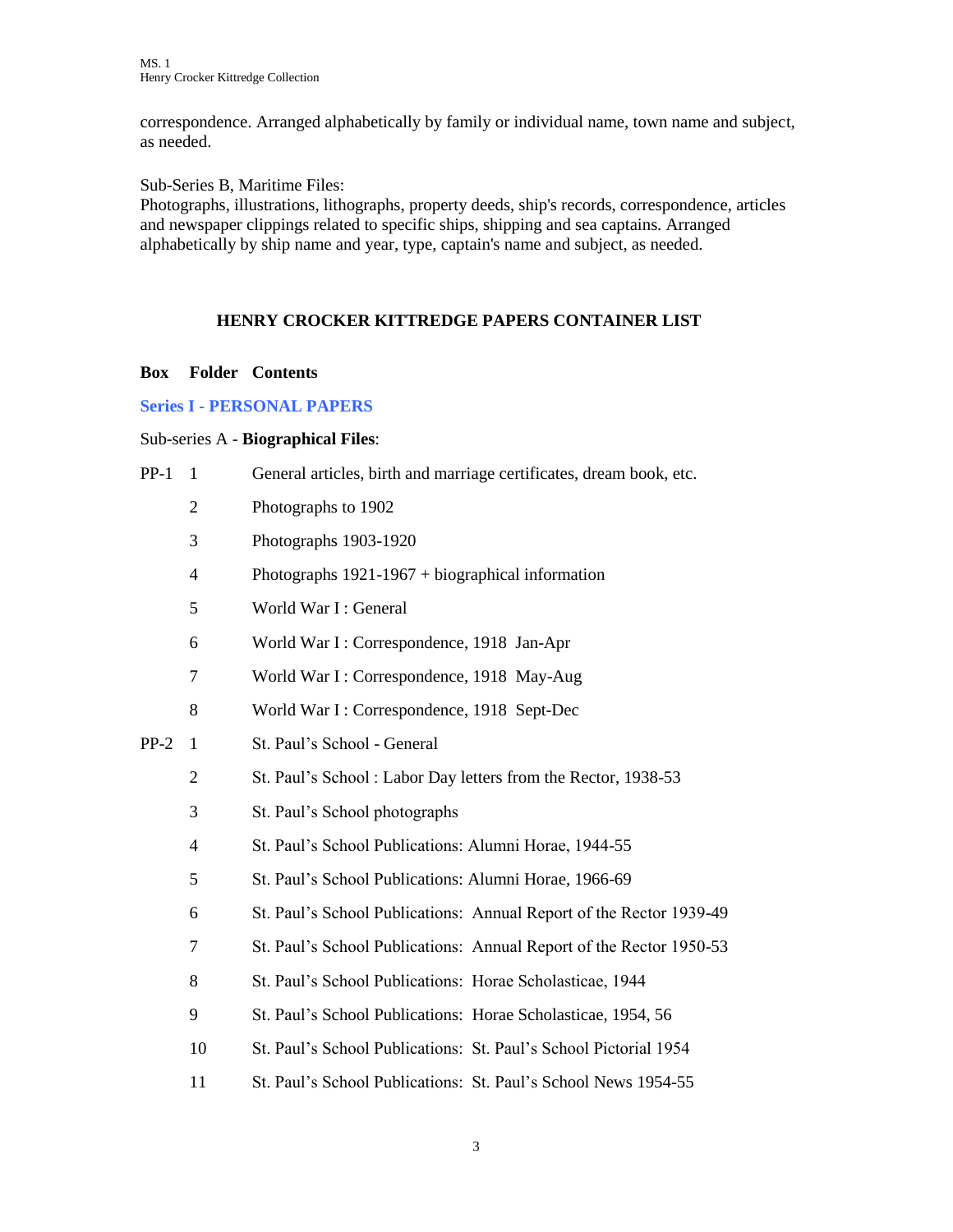correspondence. Arranged alphabetically by family or individual name, town name and subject, as needed.

Sub-Series B, Maritime Files:
Photographs, illustrations, lithographs, property deeds, ship's records, correspondence, articles and newspaper clippings related to specific ships, shipping and sea captains. Arranged alphabetically by ship name and year, type, captain's name and subject, as needed.

## HENRY CROCKER KITTREDGE PAPERS CONTAINER LIST

| Box | Folder | Contents |
|---|---|---|

### Series I - PERSONAL PAPERS

Sub-series A - **Biographical Files**:

| Box | Folder | Contents |
|---|---|---|
| PP-1 | 1 | General articles, birth and marriage certificates, dream book, etc. |
| | 2 | Photographs to 1902 |
| | 3 | Photographs 1903-1920 |
| | 4 | Photographs 1921-1967 + biographical information |
| | 5 | World War I : General |
| | 6 | World War I : Correspondence, 1918 Jan-Apr |
| | 7 | World War I : Correspondence, 1918 May-Aug |
| | 8 | World War I : Correspondence, 1918 Sept-Dec |
| PP-2 | 1 | St. Paul's School - General |
| | 2 | St. Paul's School : Labor Day letters from the Rector, 1938-53 |
| | 3 | St. Paul's School photographs |
| | 4 | St. Paul's School Publications: Alumni Horae, 1944-55 |
| | 5 | St. Paul's School Publications: Alumni Horae, 1966-69 |
| | 6 | St. Paul's School Publications: Annual Report of the Rector 1939-49 |
| | 7 | St. Paul's School Publications: Annual Report of the Rector 1950-53 |
| | 8 | St. Paul's School Publications: Horae Scholasticae, 1944 |
| | 9 | St. Paul's School Publications: Horae Scholasticae, 1954, 56 |
| | 10 | St. Paul's School Publications: St. Paul's School Pictorial 1954 |
| | 11 | St. Paul's School Publications: St. Paul's School News 1954-55 |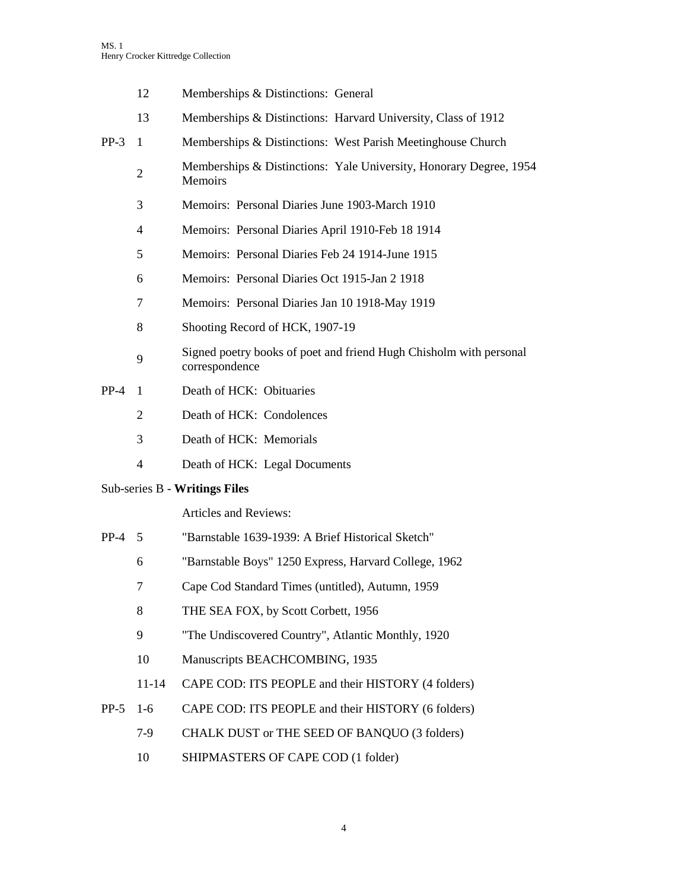| Box | Folder | Description |
| --- | --- | --- |
| | 12 | Memberships & Distinctions: General |
| | 13 | Memberships & Distinctions: Harvard University, Class of 1912 |
| PP-3 | 1 | Memberships & Distinctions: West Parish Meetinghouse Church |
| | 2 | Memberships & Distinctions: Yale University, Honorary Degree, 1954 Memoirs |
| | 3 | Memoirs: Personal Diaries June 1903-March 1910 |
| | 4 | Memoirs: Personal Diaries April 1910-Feb 18 1914 |
| | 5 | Memoirs: Personal Diaries Feb 24 1914-June 1915 |
| | 6 | Memoirs: Personal Diaries Oct 1915-Jan 2 1918 |
| | 7 | Memoirs: Personal Diaries Jan 10 1918-May 1919 |
| | 8 | Shooting Record of HCK, 1907-19 |
| | 9 | Signed poetry books of poet and friend Hugh Chisholm with personal correspondence |
| PP-4 | 1 | Death of HCK: Obituaries |
| | 2 | Death of HCK: Condolences |
| | 3 | Death of HCK: Memorials |
| | 4 | Death of HCK: Legal Documents |

Sub-series B - **Writings Files**

Articles and Reviews:

| Box | Folder | Description |
| --- | --- | --- |
| PP-4 | 5 | "Barnstable 1639-1939: A Brief Historical Sketch" |
| | 6 | "Barnstable Boys" 1250 Express, Harvard College, 1962 |
| | 7 | Cape Cod Standard Times (untitled), Autumn, 1959 |
| | 8 | THE SEA FOX, by Scott Corbett, 1956 |
| | 9 | "The Undiscovered Country", Atlantic Monthly, 1920 |
| | 10 | Manuscripts BEACHCOMBING, 1935 |
| | 11-14 | CAPE COD: ITS PEOPLE and their HISTORY (4 folders) |
| PP-5 | 1-6 | CAPE COD: ITS PEOPLE and their HISTORY (6 folders) |
| | 7-9 | CHALK DUST or THE SEED OF BANQUO (3 folders) |
| | 10 | SHIPMASTERS OF CAPE COD (1 folder) |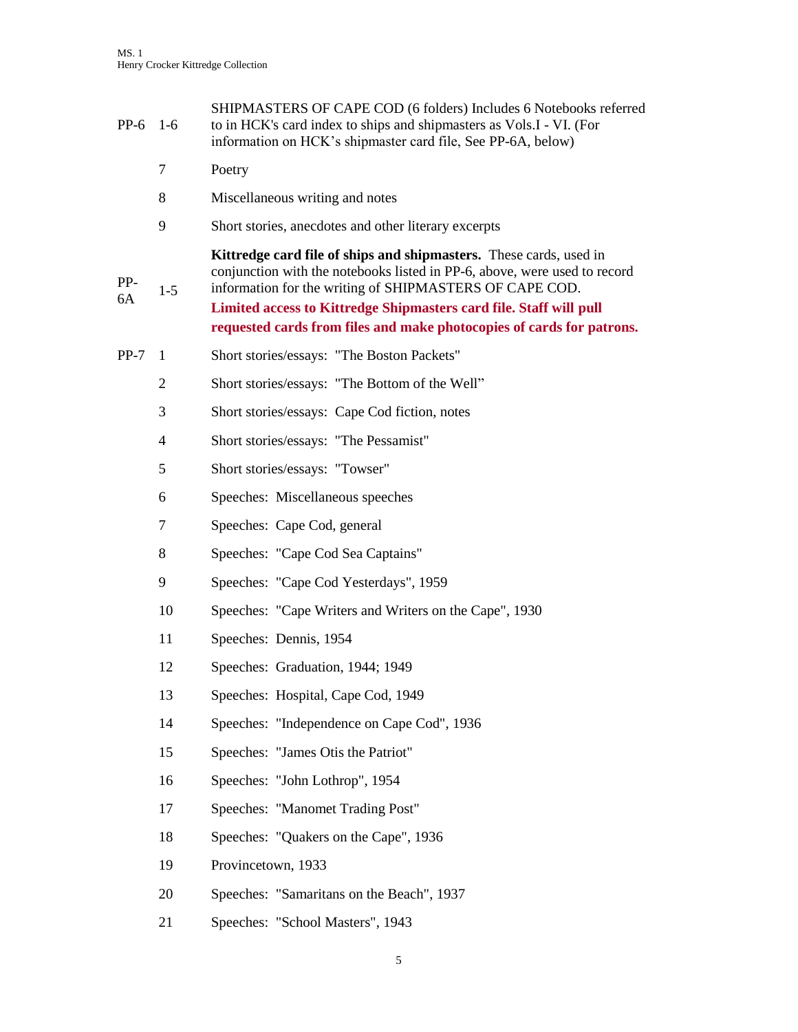| | | |
|---|---|---|
| PP-6 | 1-6 | SHIPMASTERS OF CAPE COD (6 folders) Includes 6 Notebooks referred to in HCK's card index to ships and shipmasters as Vols.I - VI. (For information on HCK's shipmaster card file, See PP-6A, below) |
| | 7 | Poetry |
| | 8 | Miscellaneous writing and notes |
| | 9 | Short stories, anecdotes and other literary excerpts |
| PP-6A | 1-5 | **Kittredge card file of ships and shipmasters.** These cards, used in conjunction with the notebooks listed in PP-6, above, were used to record information for the writing of SHIPMASTERS OF CAPE COD. **Limited access to Kittredge Shipmasters card file. Staff will pull requested cards from files and make photocopies of cards for patrons.** |
| PP-7 | 1 | Short stories/essays: "The Boston Packets" |
| | 2 | Short stories/essays: "The Bottom of the Well" |
| | 3 | Short stories/essays: Cape Cod fiction, notes |
| | 4 | Short stories/essays: "The Pessamist" |
| | 5 | Short stories/essays: "Towser" |
| | 6 | Speeches: Miscellaneous speeches |
| | 7 | Speeches: Cape Cod, general |
| | 8 | Speeches: "Cape Cod Sea Captains" |
| | 9 | Speeches: "Cape Cod Yesterdays", 1959 |
| | 10 | Speeches: "Cape Writers and Writers on the Cape", 1930 |
| | 11 | Speeches: Dennis, 1954 |
| | 12 | Speeches: Graduation, 1944; 1949 |
| | 13 | Speeches: Hospital, Cape Cod, 1949 |
| | 14 | Speeches: "Independence on Cape Cod", 1936 |
| | 15 | Speeches: "James Otis the Patriot" |
| | 16 | Speeches: "John Lothrop", 1954 |
| | 17 | Speeches: "Manomet Trading Post" |
| | 18 | Speeches: "Quakers on the Cape", 1936 |
| | 19 | Provincetown, 1933 |
| | 20 | Speeches: "Samaritans on the Beach", 1937 |
| | 21 | Speeches: "School Masters", 1943 |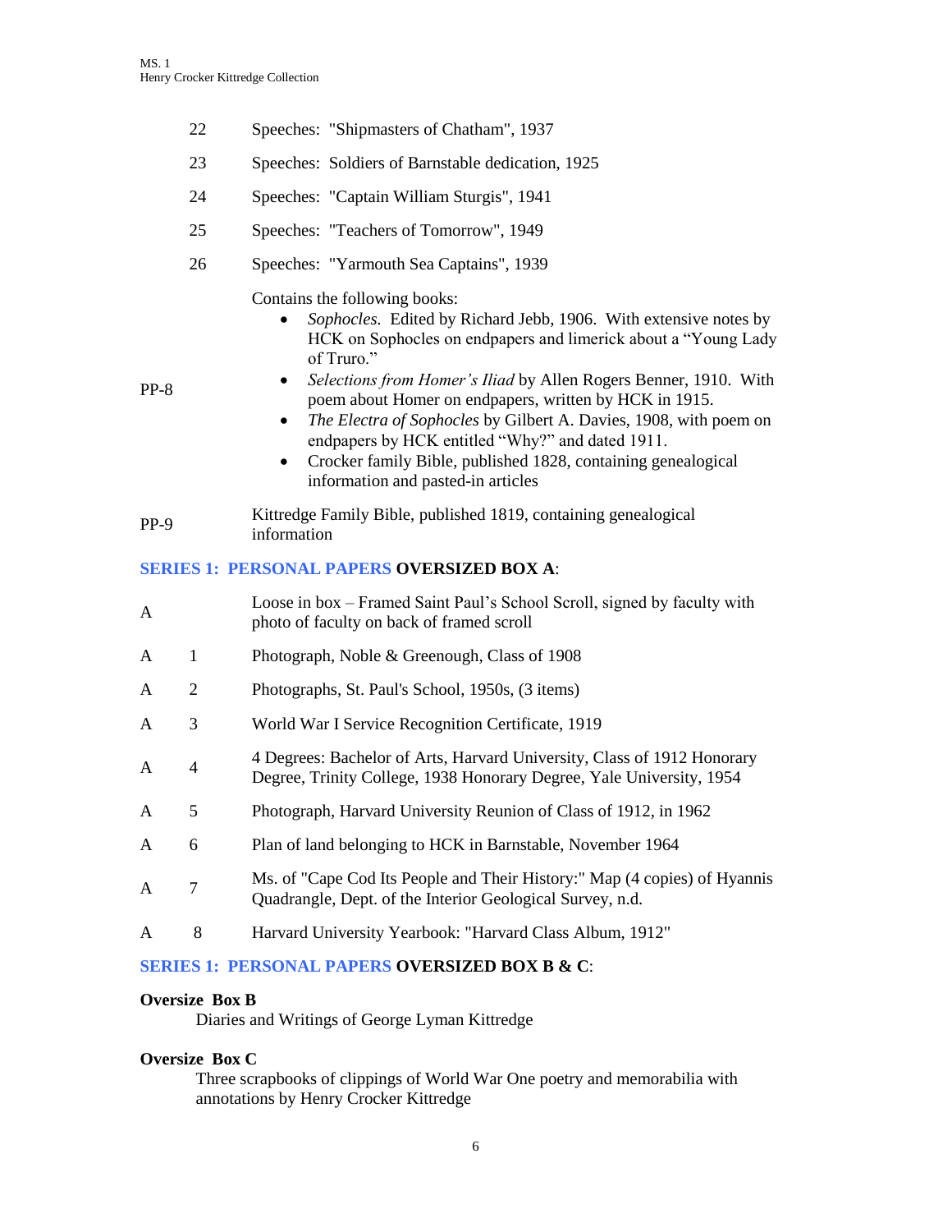| | | |
|---|---|---|
| | 22 | Speeches: "Shipmasters of Chatham", 1937 |
| | 23 | Speeches: Soldiers of Barnstable dedication, 1925 |
| | 24 | Speeches: "Captain William Sturgis", 1941 |
| | 25 | Speeches: "Teachers of Tomorrow", 1949 |
| | 26 | Speeches: "Yarmouth Sea Captains", 1939 |
| PP-8 | | Contains the following books:<br>• *Sophocles.* Edited by Richard Jebb, 1906. With extensive notes by HCK on Sophocles on endpapers and limerick about a "Young Lady of Truro."<br>• *Selections from Homer's Iliad* by Allen Rogers Benner, 1910. With poem about Homer on endpapers, written by HCK in 1915.<br>• *The Electra of Sophocles* by Gilbert A. Davies, 1908, with poem on endpapers by HCK entitled "Why?" and dated 1911.<br>• Crocker family Bible, published 1828, containing genealogical information and pasted-in articles |
| PP-9 | | Kittredge Family Bible, published 1819, containing genealogical information |

**SERIES 1: PERSONAL PAPERS OVERSIZED BOX A**:

| | | |
|---|---|---|
| A | | Loose in box – Framed Saint Paul's School Scroll, signed by faculty with photo of faculty on back of framed scroll |
| A | 1 | Photograph, Noble & Greenough, Class of 1908 |
| A | 2 | Photographs, St. Paul's School, 1950s, (3 items) |
| A | 3 | World War I Service Recognition Certificate, 1919 |
| A | 4 | 4 Degrees: Bachelor of Arts, Harvard University, Class of 1912 Honorary Degree, Trinity College, 1938 Honorary Degree, Yale University, 1954 |
| A | 5 | Photograph, Harvard University Reunion of Class of 1912, in 1962 |
| A | 6 | Plan of land belonging to HCK in Barnstable, November 1964 |
| A | 7 | Ms. of "Cape Cod Its People and Their History:" Map (4 copies) of Hyannis Quadrangle, Dept. of the Interior Geological Survey, n.d. |
| A | 8 | Harvard University Yearbook: "Harvard Class Album, 1912" |

**SERIES 1: PERSONAL PAPERS OVERSIZED BOX B & C**:

**Oversize Box B**

Diaries and Writings of George Lyman Kittredge

**Oversize Box C**

Three scrapbooks of clippings of World War One poetry and memorabilia with annotations by Henry Crocker Kittredge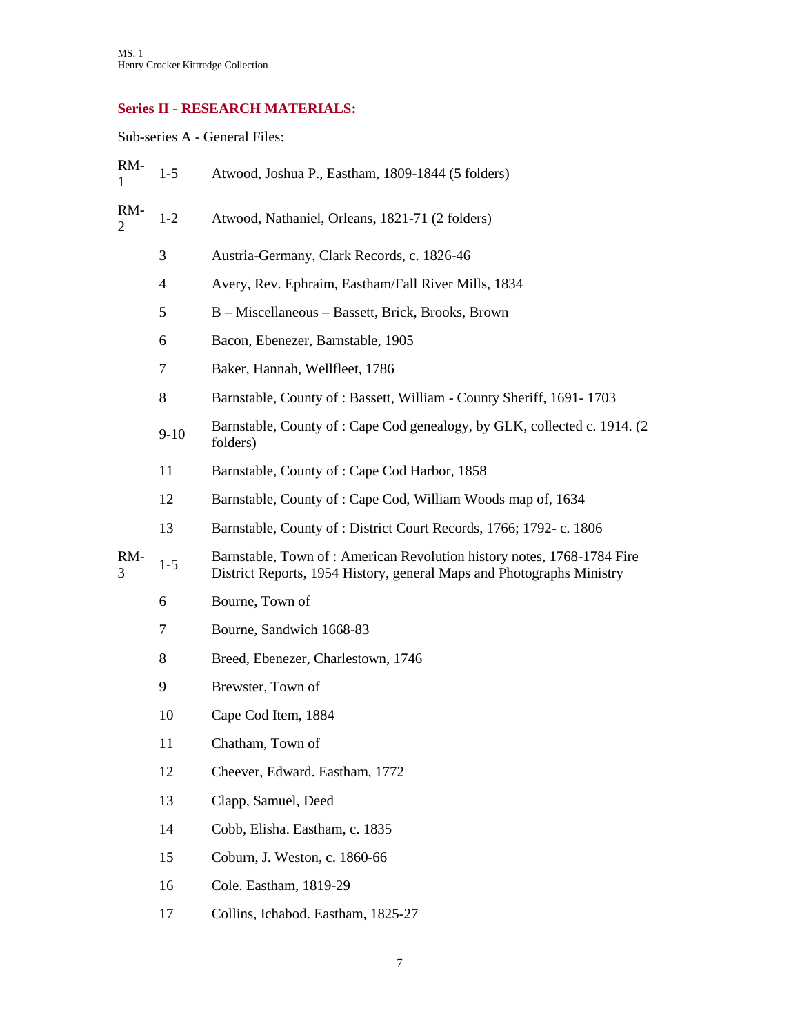## Series II - RESEARCH MATERIALS:

Sub-series A - General Files:

| | | |
|---|---|---|
| RM-1 | 1-5 | Atwood, Joshua P., Eastham, 1809-1844 (5 folders) |
| RM-2 | 1-2 | Atwood, Nathaniel, Orleans, 1821-71 (2 folders) |
| | 3 | Austria-Germany, Clark Records, c. 1826-46 |
| | 4 | Avery, Rev. Ephraim, Eastham/Fall River Mills, 1834 |
| | 5 | B – Miscellaneous – Bassett, Brick, Brooks, Brown |
| | 6 | Bacon, Ebenezer, Barnstable, 1905 |
| | 7 | Baker, Hannah, Wellfleet, 1786 |
| | 8 | Barnstable, County of : Bassett, William - County Sheriff, 1691- 1703 |
| | 9-10 | Barnstable, County of : Cape Cod genealogy, by GLK, collected c. 1914. (2 folders) |
| | 11 | Barnstable, County of : Cape Cod Harbor, 1858 |
| | 12 | Barnstable, County of : Cape Cod, William Woods map of, 1634 |
| | 13 | Barnstable, County of : District Court Records, 1766; 1792- c. 1806 |
| RM-3 | 1-5 | Barnstable, Town of : American Revolution history notes, 1768-1784 Fire District Reports, 1954 History, general Maps and Photographs Ministry |
| | 6 | Bourne, Town of |
| | 7 | Bourne, Sandwich 1668-83 |
| | 8 | Breed, Ebenezer, Charlestown, 1746 |
| | 9 | Brewster, Town of |
| | 10 | Cape Cod Item, 1884 |
| | 11 | Chatham, Town of |
| | 12 | Cheever, Edward. Eastham, 1772 |
| | 13 | Clapp, Samuel, Deed |
| | 14 | Cobb, Elisha. Eastham, c. 1835 |
| | 15 | Coburn, J. Weston, c. 1860-66 |
| | 16 | Cole. Eastham, 1819-29 |
| | 17 | Collins, Ichabod. Eastham, 1825-27 |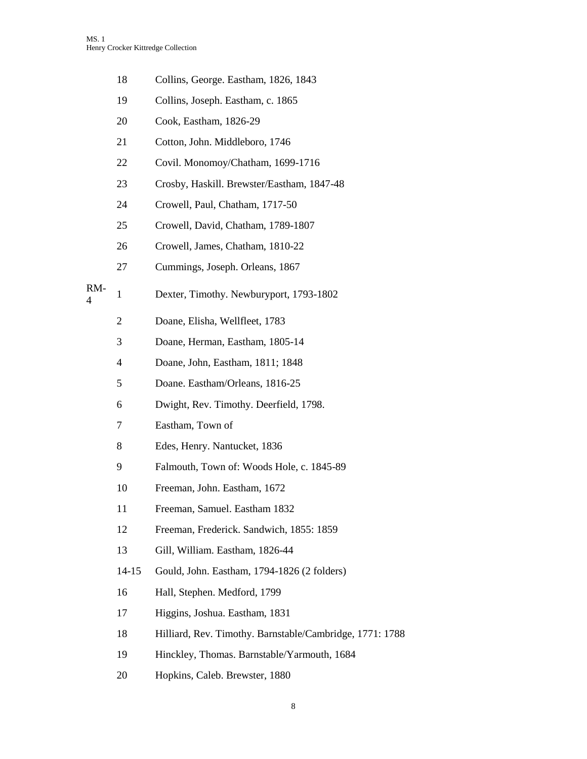| | | |
|---|---|---|
| | 18 | Collins, George. Eastham, 1826, 1843 |
| | 19 | Collins, Joseph. Eastham, c. 1865 |
| | 20 | Cook, Eastham, 1826-29 |
| | 21 | Cotton, John. Middleboro, 1746 |
| | 22 | Covil. Monomoy/Chatham, 1699-1716 |
| | 23 | Crosby, Haskill. Brewster/Eastham, 1847-48 |
| | 24 | Crowell, Paul, Chatham, 1717-50 |
| | 25 | Crowell, David, Chatham, 1789-1807 |
| | 26 | Crowell, James, Chatham, 1810-22 |
| | 27 | Cummings, Joseph. Orleans, 1867 |
| RM-4 | 1 | Dexter, Timothy. Newburyport, 1793-1802 |
| | 2 | Doane, Elisha, Wellfleet, 1783 |
| | 3 | Doane, Herman, Eastham, 1805-14 |
| | 4 | Doane, John, Eastham, 1811; 1848 |
| | 5 | Doane. Eastham/Orleans, 1816-25 |
| | 6 | Dwight, Rev. Timothy. Deerfield, 1798. |
| | 7 | Eastham, Town of |
| | 8 | Edes, Henry. Nantucket, 1836 |
| | 9 | Falmouth, Town of: Woods Hole, c. 1845-89 |
| | 10 | Freeman, John. Eastham, 1672 |
| | 11 | Freeman, Samuel. Eastham 1832 |
| | 12 | Freeman, Frederick. Sandwich, 1855: 1859 |
| | 13 | Gill, William. Eastham, 1826-44 |
| | 14-15 | Gould, John. Eastham, 1794-1826 (2 folders) |
| | 16 | Hall, Stephen. Medford, 1799 |
| | 17 | Higgins, Joshua. Eastham, 1831 |
| | 18 | Hilliard, Rev. Timothy. Barnstable/Cambridge, 1771: 1788 |
| | 19 | Hinckley, Thomas. Barnstable/Yarmouth, 1684 |
| | 20 | Hopkins, Caleb. Brewster, 1880 |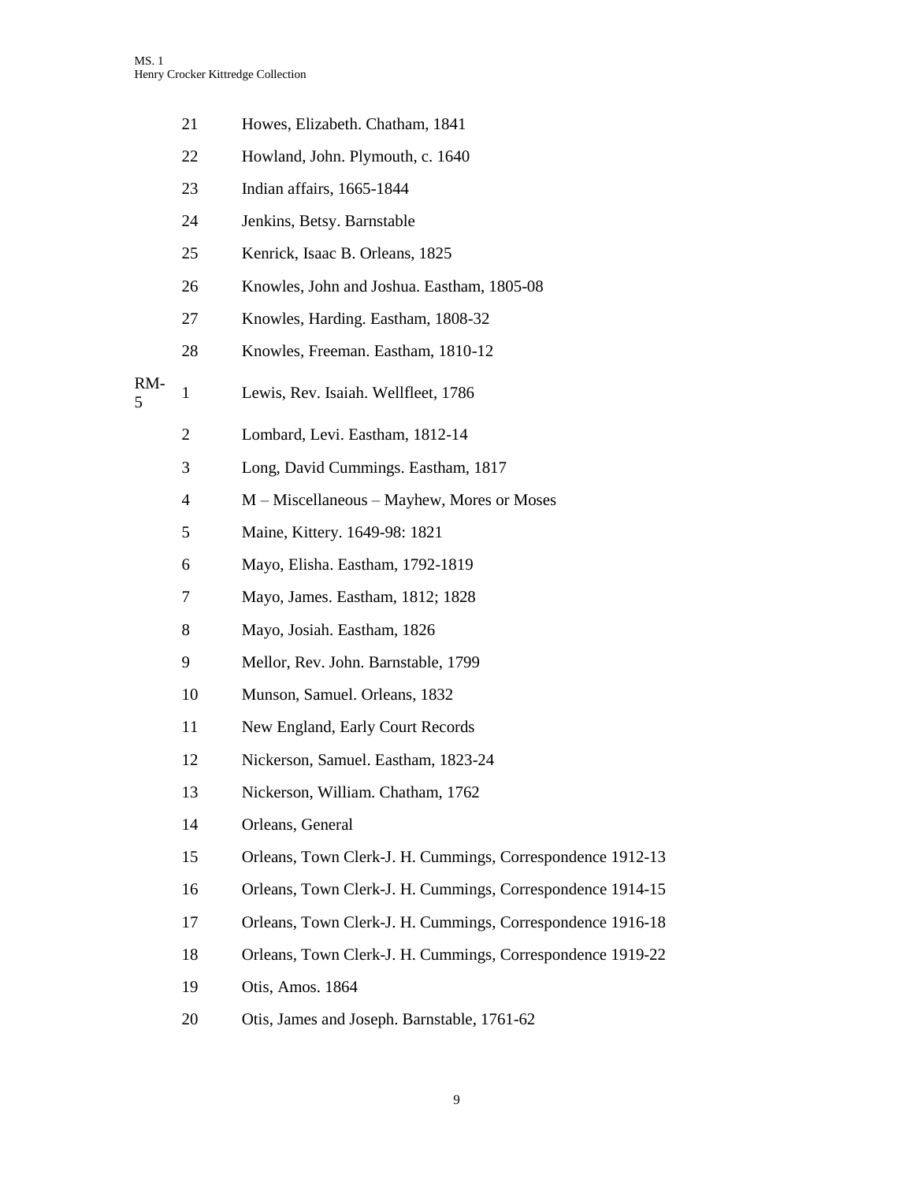| | | |
|---|---|---|
| | 21 | Howes, Elizabeth. Chatham, 1841 |
| | 22 | Howland, John. Plymouth, c. 1640 |
| | 23 | Indian affairs, 1665-1844 |
| | 24 | Jenkins, Betsy. Barnstable |
| | 25 | Kenrick, Isaac B. Orleans, 1825 |
| | 26 | Knowles, John and Joshua. Eastham, 1805-08 |
| | 27 | Knowles, Harding. Eastham, 1808-32 |
| | 28 | Knowles, Freeman. Eastham, 1810-12 |
| RM-5 | 1 | Lewis, Rev. Isaiah. Wellfleet, 1786 |
| | 2 | Lombard, Levi. Eastham, 1812-14 |
| | 3 | Long, David Cummings. Eastham, 1817 |
| | 4 | M – Miscellaneous – Mayhew, Mores or Moses |
| | 5 | Maine, Kittery. 1649-98: 1821 |
| | 6 | Mayo, Elisha. Eastham, 1792-1819 |
| | 7 | Mayo, James. Eastham, 1812; 1828 |
| | 8 | Mayo, Josiah. Eastham, 1826 |
| | 9 | Mellor, Rev. John. Barnstable, 1799 |
| | 10 | Munson, Samuel. Orleans, 1832 |
| | 11 | New England, Early Court Records |
| | 12 | Nickerson, Samuel. Eastham, 1823-24 |
| | 13 | Nickerson, William. Chatham, 1762 |
| | 14 | Orleans, General |
| | 15 | Orleans, Town Clerk-J. H. Cummings, Correspondence 1912-13 |
| | 16 | Orleans, Town Clerk-J. H. Cummings, Correspondence 1914-15 |
| | 17 | Orleans, Town Clerk-J. H. Cummings, Correspondence 1916-18 |
| | 18 | Orleans, Town Clerk-J. H. Cummings, Correspondence 1919-22 |
| | 19 | Otis, Amos. 1864 |
| | 20 | Otis, James and Joseph. Barnstable, 1761-62 |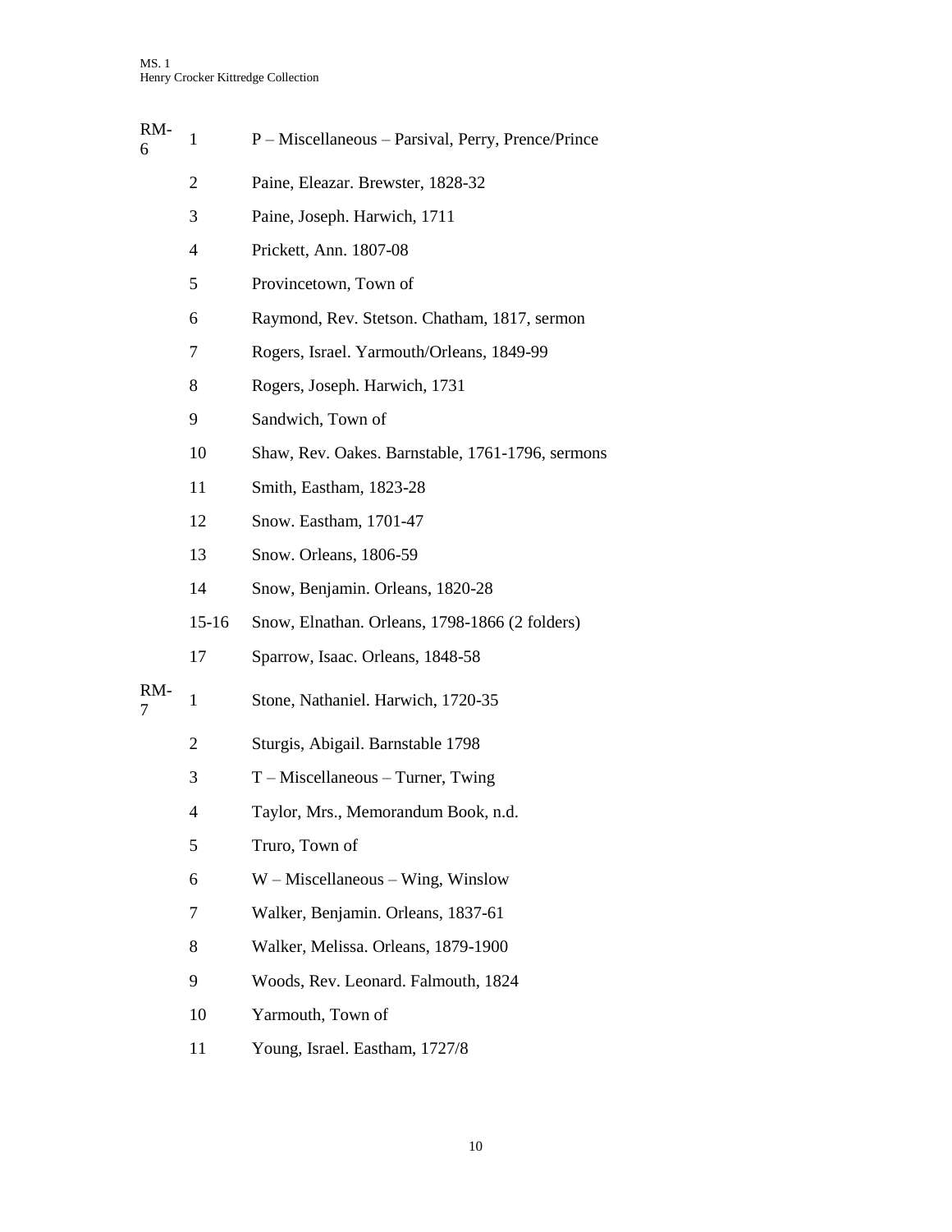| | | |
|---|---|---|
| RM-6 | 1 | P – Miscellaneous – Parsival, Perry, Prence/Prince |
| | 2 | Paine, Eleazar. Brewster, 1828-32 |
| | 3 | Paine, Joseph. Harwich, 1711 |
| | 4 | Prickett, Ann. 1807-08 |
| | 5 | Provincetown, Town of |
| | 6 | Raymond, Rev. Stetson. Chatham, 1817, sermon |
| | 7 | Rogers, Israel. Yarmouth/Orleans, 1849-99 |
| | 8 | Rogers, Joseph. Harwich, 1731 |
| | 9 | Sandwich, Town of |
| | 10 | Shaw, Rev. Oakes. Barnstable, 1761-1796, sermons |
| | 11 | Smith, Eastham, 1823-28 |
| | 12 | Snow. Eastham, 1701-47 |
| | 13 | Snow. Orleans, 1806-59 |
| | 14 | Snow, Benjamin. Orleans, 1820-28 |
| | 15-16 | Snow, Elnathan. Orleans, 1798-1866 (2 folders) |
| | 17 | Sparrow, Isaac. Orleans, 1848-58 |
| RM-7 | 1 | Stone, Nathaniel. Harwich, 1720-35 |
| | 2 | Sturgis, Abigail. Barnstable 1798 |
| | 3 | T – Miscellaneous – Turner, Twing |
| | 4 | Taylor, Mrs., Memorandum Book, n.d. |
| | 5 | Truro, Town of |
| | 6 | W – Miscellaneous – Wing, Winslow |
| | 7 | Walker, Benjamin. Orleans, 1837-61 |
| | 8 | Walker, Melissa. Orleans, 1879-1900 |
| | 9 | Woods, Rev. Leonard. Falmouth, 1824 |
| | 10 | Yarmouth, Town of |
| | 11 | Young, Israel. Eastham, 1727/8 |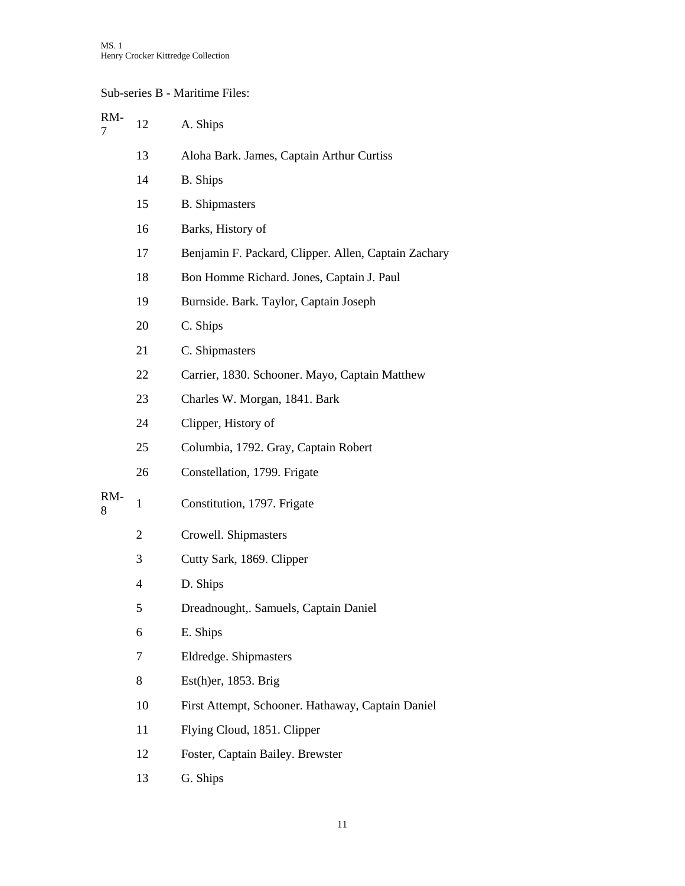Sub-series B - Maritime Files:

| Box | Folder | Title |
|---|---|---|
| RM-7 | 12 | A. Ships |
| | 13 | Aloha Bark. James, Captain Arthur Curtiss |
| | 14 | B. Ships |
| | 15 | B. Shipmasters |
| | 16 | Barks, History of |
| | 17 | Benjamin F. Packard, Clipper. Allen, Captain Zachary |
| | 18 | Bon Homme Richard. Jones, Captain J. Paul |
| | 19 | Burnside. Bark. Taylor, Captain Joseph |
| | 20 | C. Ships |
| | 21 | C. Shipmasters |
| | 22 | Carrier, 1830. Schooner. Mayo, Captain Matthew |
| | 23 | Charles W. Morgan, 1841. Bark |
| | 24 | Clipper, History of |
| | 25 | Columbia, 1792. Gray, Captain Robert |
| | 26 | Constellation, 1799. Frigate |
| RM-8 | 1 | Constitution, 1797. Frigate |
| | 2 | Crowell. Shipmasters |
| | 3 | Cutty Sark, 1869. Clipper |
| | 4 | D. Ships |
| | 5 | Dreadnought,. Samuels, Captain Daniel |
| | 6 | E. Ships |
| | 7 | Eldredge. Shipmasters |
| | 8 | Est(h)er, 1853. Brig |
| | 10 | First Attempt, Schooner. Hathaway, Captain Daniel |
| | 11 | Flying Cloud, 1851. Clipper |
| | 12 | Foster, Captain Bailey. Brewster |
| | 13 | G. Ships |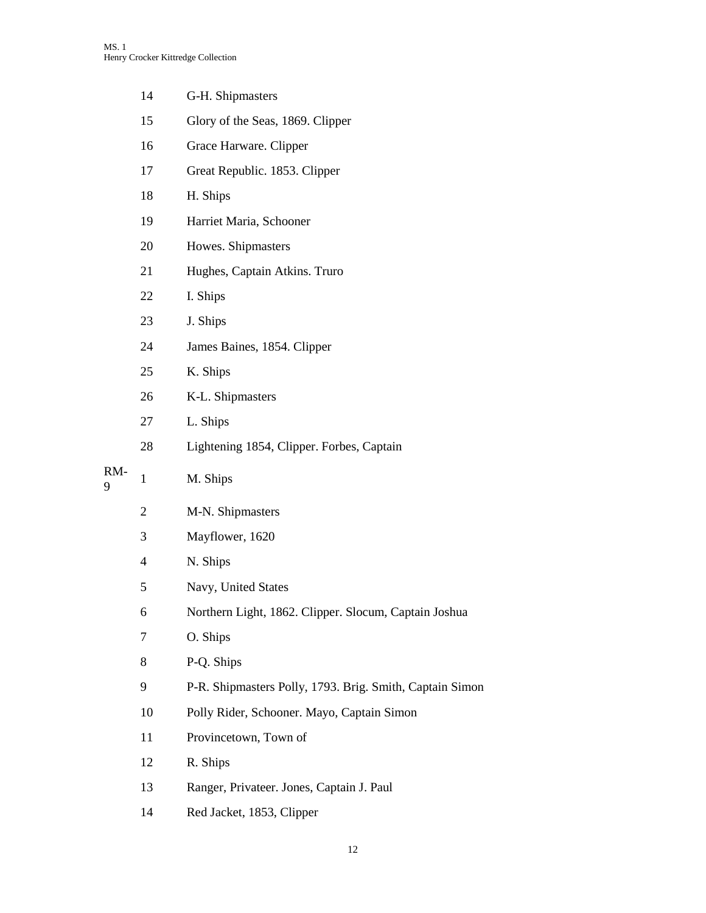| | | |
|---|---|---|
| | 14 | G-H. Shipmasters |
| | 15 | Glory of the Seas, 1869. Clipper |
| | 16 | Grace Harware. Clipper |
| | 17 | Great Republic. 1853. Clipper |
| | 18 | H. Ships |
| | 19 | Harriet Maria, Schooner |
| | 20 | Howes. Shipmasters |
| | 21 | Hughes, Captain Atkins. Truro |
| | 22 | I. Ships |
| | 23 | J. Ships |
| | 24 | James Baines, 1854. Clipper |
| | 25 | K. Ships |
| | 26 | K-L. Shipmasters |
| | 27 | L. Ships |
| | 28 | Lightening 1854, Clipper. Forbes, Captain |
| RM-9 | 1 | M. Ships |
| | 2 | M-N. Shipmasters |
| | 3 | Mayflower, 1620 |
| | 4 | N. Ships |
| | 5 | Navy, United States |
| | 6 | Northern Light, 1862. Clipper. Slocum, Captain Joshua |
| | 7 | O. Ships |
| | 8 | P-Q. Ships |
| | 9 | P-R. Shipmasters Polly, 1793. Brig. Smith, Captain Simon |
| | 10 | Polly Rider, Schooner. Mayo, Captain Simon |
| | 11 | Provincetown, Town of |
| | 12 | R. Ships |
| | 13 | Ranger, Privateer. Jones, Captain J. Paul |
| | 14 | Red Jacket, 1853, Clipper |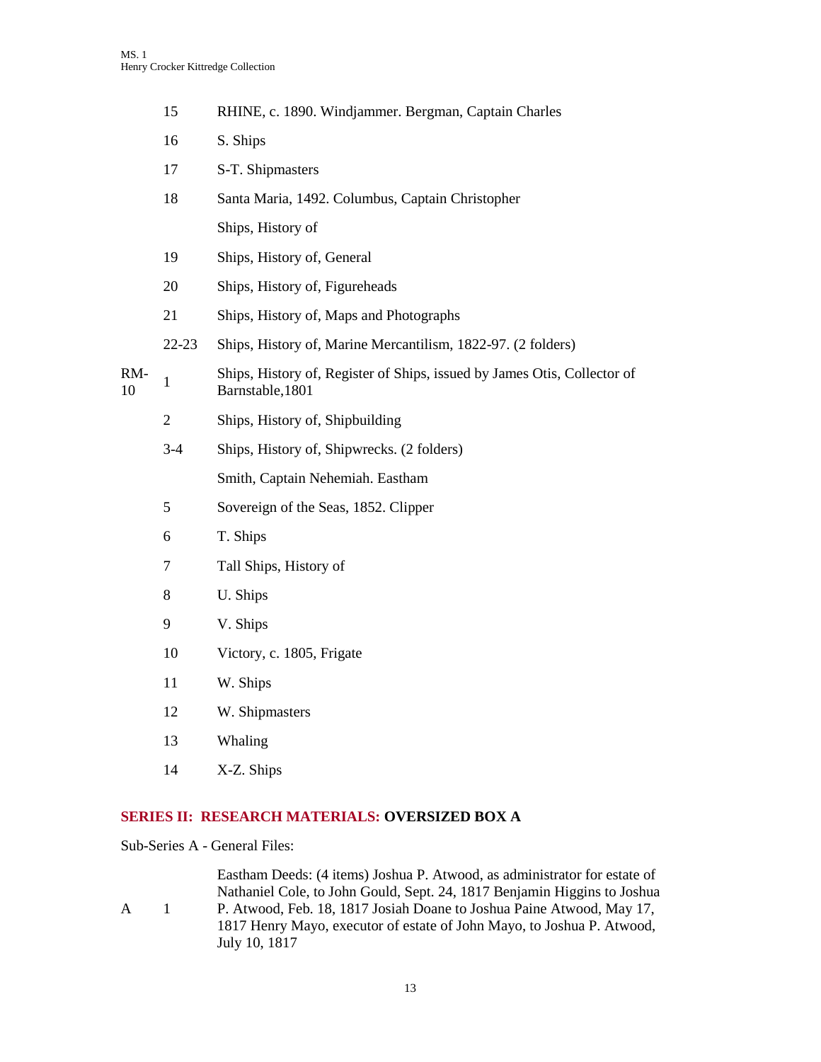| | | |
|---|---|---|
| | 15 | RHINE, c. 1890. Windjammer. Bergman, Captain Charles |
| | 16 | S. Ships |
| | 17 | S-T. Shipmasters |
| | 18 | Santa Maria, 1492. Columbus, Captain Christopher |
| | | Ships, History of |
| | 19 | Ships, History of, General |
| | 20 | Ships, History of, Figureheads |
| | 21 | Ships, History of, Maps and Photographs |
| | 22-23 | Ships, History of, Marine Mercantilism, 1822-97. (2 folders) |
| RM-10 | 1 | Ships, History of, Register of Ships, issued by James Otis, Collector of Barnstable,1801 |
| | 2 | Ships, History of, Shipbuilding |
| | 3-4 | Ships, History of, Shipwrecks. (2 folders) |
| | | Smith, Captain Nehemiah. Eastham |
| | 5 | Sovereign of the Seas, 1852. Clipper |
| | 6 | T. Ships |
| | 7 | Tall Ships, History of |
| | 8 | U. Ships |
| | 9 | V. Ships |
| | 10 | Victory, c. 1805, Frigate |
| | 11 | W. Ships |
| | 12 | W. Shipmasters |
| | 13 | Whaling |
| | 14 | X-Z. Ships |

## SERIES II: RESEARCH MATERIALS: OVERSIZED BOX A

Sub-Series A - General Files:

| | | |
|---|---|---|
| A | 1 | Eastham Deeds: (4 items) Joshua P. Atwood, as administrator for estate of Nathaniel Cole, to John Gould, Sept. 24, 1817 Benjamin Higgins to Joshua P. Atwood, Feb. 18, 1817 Josiah Doane to Joshua Paine Atwood, May 17, 1817 Henry Mayo, executor of estate of John Mayo, to Joshua P. Atwood, July 10, 1817 |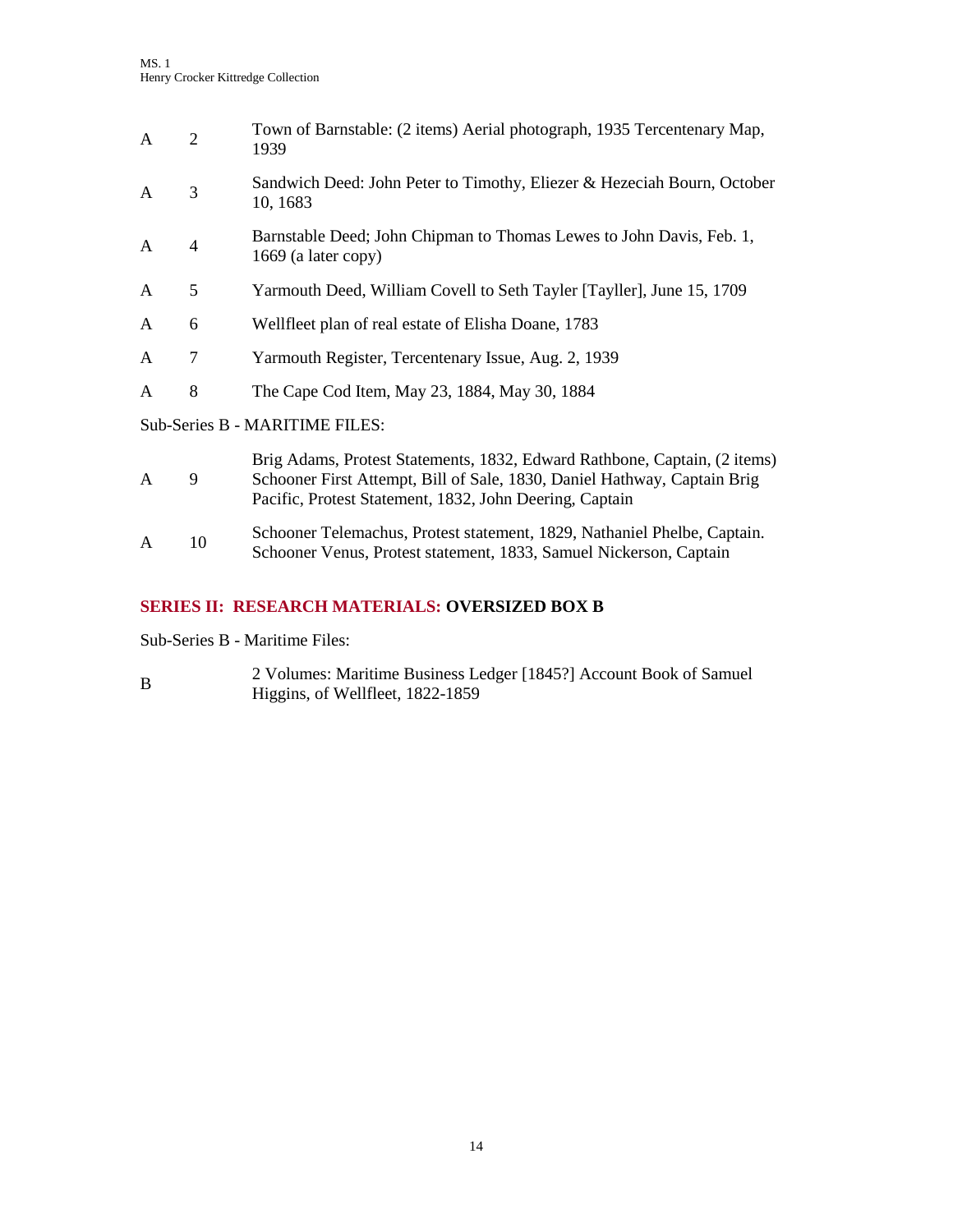| | | |
|---|---|---|
| A | 2 | Town of Barnstable: (2 items) Aerial photograph, 1935 Tercentenary Map, 1939 |
| A | 3 | Sandwich Deed: John Peter to Timothy, Eliezer & Hezeciah Bourn, October 10, 1683 |
| A | 4 | Barnstable Deed; John Chipman to Thomas Lewes to John Davis, Feb. 1, 1669 (a later copy) |
| A | 5 | Yarmouth Deed, William Covell to Seth Tayler [Tayller], June 15, 1709 |
| A | 6 | Wellfleet plan of real estate of Elisha Doane, 1783 |
| A | 7 | Yarmouth Register, Tercentenary Issue, Aug. 2, 1939 |
| A | 8 | The Cape Cod Item, May 23, 1884, May 30, 1884 |

Sub-Series B - MARITIME FILES:

| | | |
|---|---|---|
| A | 9 | Brig Adams, Protest Statements, 1832, Edward Rathbone, Captain, (2 items) Schooner First Attempt, Bill of Sale, 1830, Daniel Hathway, Captain Brig Pacific, Protest Statement, 1832, John Deering, Captain |
| A | 10 | Schooner Telemachus, Protest statement, 1829, Nathaniel Phelbe, Captain. Schooner Venus, Protest statement, 1833, Samuel Nickerson, Captain |

## SERIES II: RESEARCH MATERIALS: OVERSIZED BOX B

Sub-Series B - Maritime Files:

| | | |
|---|---|---|
| B | | 2 Volumes: Maritime Business Ledger [1845?] Account Book of Samuel Higgins, of Wellfleet, 1822-1859 |